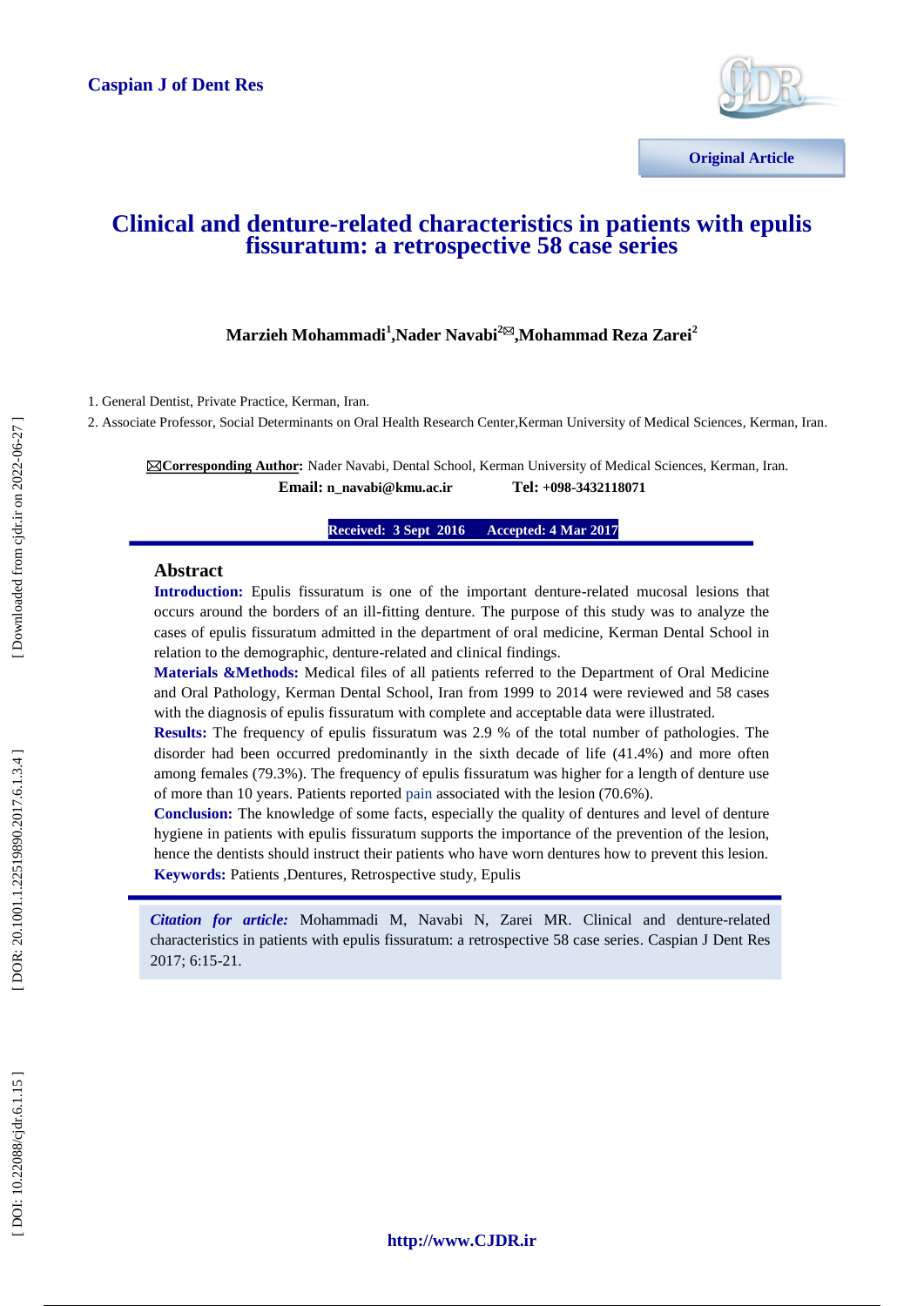Caspian J of Dent Res

Original Article

# Clinical and denture-related characteristics in patients with epulis fissuratum: a retrospective 58 case series

**Marzieh Mohammadi[1],Nader Navabi[2]✉,Mohammad Reza Zarei[2]**

1. General Dentist, Private Practice, Kerman, Iran.
2. Associate Professor, Social Determinants on Oral Health Research Center,Kerman University of Medical Sciences, Kerman, Iran.

✉**Corresponding Author:** Nader Navabi, Dental School, Kerman University of Medical Sciences, Kerman, Iran.
**Email: n_navabi@kmu.ac.ir** **Tel: +098-3432118071**

**Received: 3 Sept 2016 Accepted: 4 Mar 2017**

## Abstract

**Introduction:** Epulis fissuratum is one of the important denture-related mucosal lesions that occurs around the borders of an ill-fitting denture. The purpose of this study was to analyze the cases of epulis fissuratum admitted in the department of oral medicine, Kerman Dental School in relation to the demographic, denture-related and clinical findings.

**Materials &Methods:** Medical files of all patients referred to the Department of Oral Medicine and Oral Pathology, Kerman Dental School, Iran from 1999 to 2014 were reviewed and 58 cases with the diagnosis of epulis fissuratum with complete and acceptable data were illustrated.

**Results:** The frequency of epulis fissuratum was 2.9 % of the total number of pathologies. The disorder had been occurred predominantly in the sixth decade of life (41.4%) and more often among females (79.3%). The frequency of epulis fissuratum was higher for a length of denture use of more than 10 years. Patients reported pain associated with the lesion (70.6%).

**Conclusion:** The knowledge of some facts, especially the quality of dentures and level of denture hygiene in patients with epulis fissuratum supports the importance of the prevention of the lesion, hence the dentists should instruct their patients who have worn dentures how to prevent this lesion.

**Keywords:** Patients ,Dentures, Retrospective study, Epulis

***Citation for article:*** Mohammadi M, Navabi N, Zarei MR. Clinical and denture-related characteristics in patients with epulis fissuratum: a retrospective 58 case series. Caspian J Dent Res 2017; 6:15-21.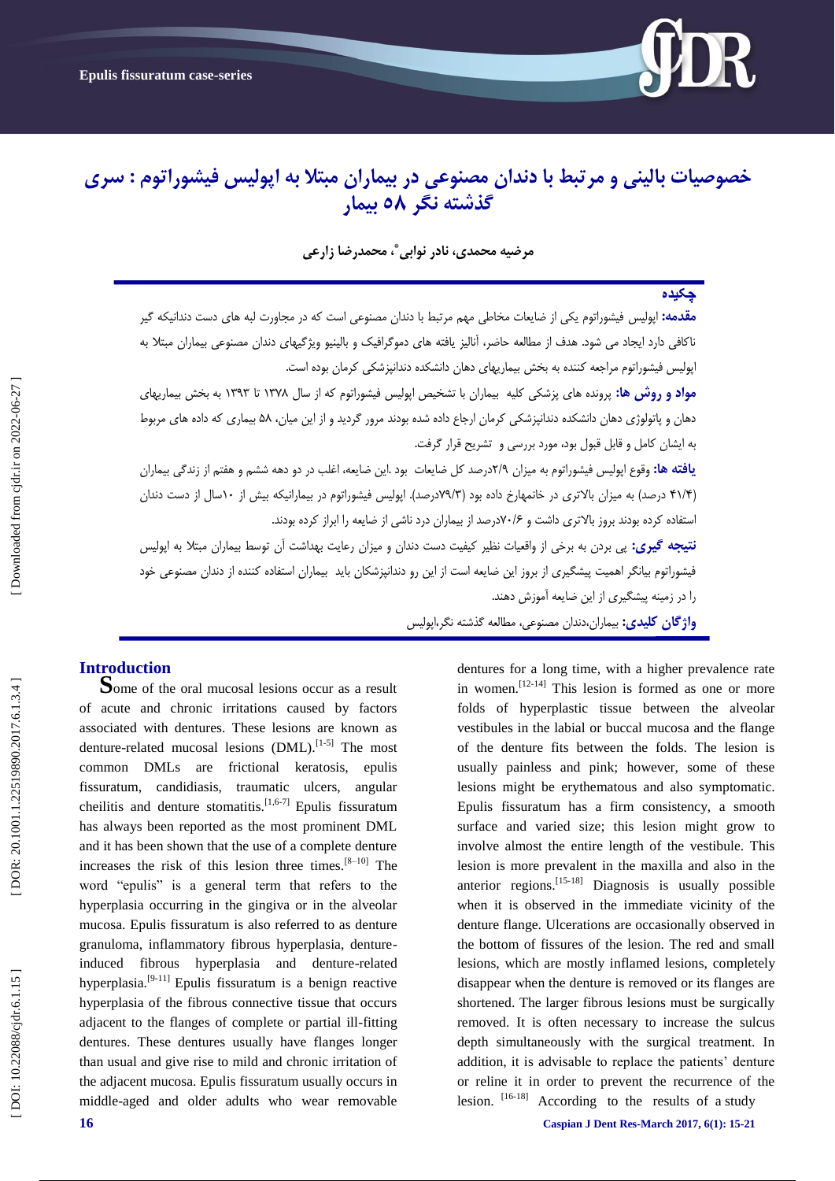# خصوصیات بالینی و مرتبط با دندان مصنوعی در بیماران مبتلا به اپولیس فیشوراتوم : سری گذشته نگر ۵۸ بیمار

**مرضیه محمدی، نادر نوابی\*، محمدرضا زارعی**

## چکیده

**مقدمه:** اپولیس فیشوراتوم یکی از ضایعات مخاطی مهم مرتبط با دندان مصنوعی است که در مجاورت لبه های دست دندانیکه گیر ناکافی دارد ایجاد می شود. هدف از مطالعه حاضر، آنالیز یافته های دموگرافیک و بالینیو ویژگیهای دندان مصنوعی بیماران مبتلا به اپولیس فیشوراتوم مراجعه کننده به بخش بیماریهای دهان دانشکده دندانپزشکی کرمان بوده است.

**مواد و روش ها:** پرونده های پزشکی کلیه بیماران با تشخیص اپولیس فیشوراتوم که از سال ۱۳۷۸ تا ۱۳۹۳ به بخش بیماریهای دهان و پاتولوژی دهان دانشکده دندانپزشکی کرمان ارجاع داده شده بودند مرور گردید و از این میان، ۵۸ بیماری که داده های مربوط به ایشان کامل و قابل قبول بود، مورد بررسی و تشریح قرار گرفت.

**یافته ها:** وقوع اپولیس فیشوراتوم به میزان ۲/۹درصد کل ضایعات بود .این ضایعه، اغلب در دو دهه ششم و هفتم از زندگی بیماران (۴۱/۴ درصد) به میزان بالاتری در خانمهارخ داده بود (۷۹/۳درصد). اپولیس فیشوراتوم در بیمارانیکه بیش از ۱۰سال از دست دندان استفاده کرده بودند بروز بالاتری داشت و ۷۰/۶درصد از بیماران درد ناشی از ضایعه را ابراز کرده بودند.

**نتیجه گیری:** پی بردن به برخی از واقعیات نظیر کیفیت دست دندان و میزان رعایت بهداشت آن توسط بیماران مبتلا به اپولیس فیشوراتوم بیانگر اهمیت پیشگیری از بروز این ضایعه است از این رو دندانپزشکان باید بیماران استفاده کننده از دندان مصنوعی خود را در زمینه پیشگیری از این ضایعه آموزش دهند.

**واژگان کلیدی:** بیماران،دندان مصنوعی، مطالعه گذشته نگر،اپولیس

## Introduction

Some of the oral mucosal lesions occur as a result of acute and chronic irritations caused by factors associated with dentures. These lesions are known as denture-related mucosal lesions (DML).[1-5] The most common DMLs are frictional keratosis, epulis fissuratum, candidiasis, traumatic ulcers, angular cheilitis and denture stomatitis.[1,6-7] Epulis fissuratum has always been reported as the most prominent DML and it has been shown that the use of a complete denture increases the risk of this lesion three times.[8–10] The word "epulis" is a general term that refers to the hyperplasia occurring in the gingiva or in the alveolar mucosa. Epulis fissuratum is also referred to as denture granuloma, inflammatory fibrous hyperplasia, denture-induced fibrous hyperplasia and denture-related hyperplasia.[9-11] Epulis fissuratum is a benign reactive hyperplasia of the fibrous connective tissue that occurs adjacent to the flanges of complete or partial ill-fitting dentures. These dentures usually have flanges longer than usual and give rise to mild and chronic irritation of the adjacent mucosa. Epulis fissuratum usually occurs in middle-aged and older adults who wear removable dentures for a long time, with a higher prevalence rate in women.[12-14] This lesion is formed as one or more folds of hyperplastic tissue between the alveolar vestibules in the labial or buccal mucosa and the flange of the denture fits between the folds. The lesion is usually painless and pink; however, some of these lesions might be erythematous and also symptomatic. Epulis fissuratum has a firm consistency, a smooth surface and varied size; this lesion might grow to involve almost the entire length of the vestibule. This lesion is more prevalent in the maxilla and also in the anterior regions.[15-18] Diagnosis is usually possible when it is observed in the immediate vicinity of the denture flange. Ulcerations are occasionally observed in the bottom of fissures of the lesion. The red and small lesions, which are mostly inflamed lesions, completely disappear when the denture is removed or its flanges are shortened. The larger fibrous lesions must be surgically removed. It is often necessary to increase the sulcus depth simultaneously with the surgical treatment. In addition, it is advisable to replace the patients' denture or reline it in order to prevent the recurrence of the lesion. [16-18] According to the results of a study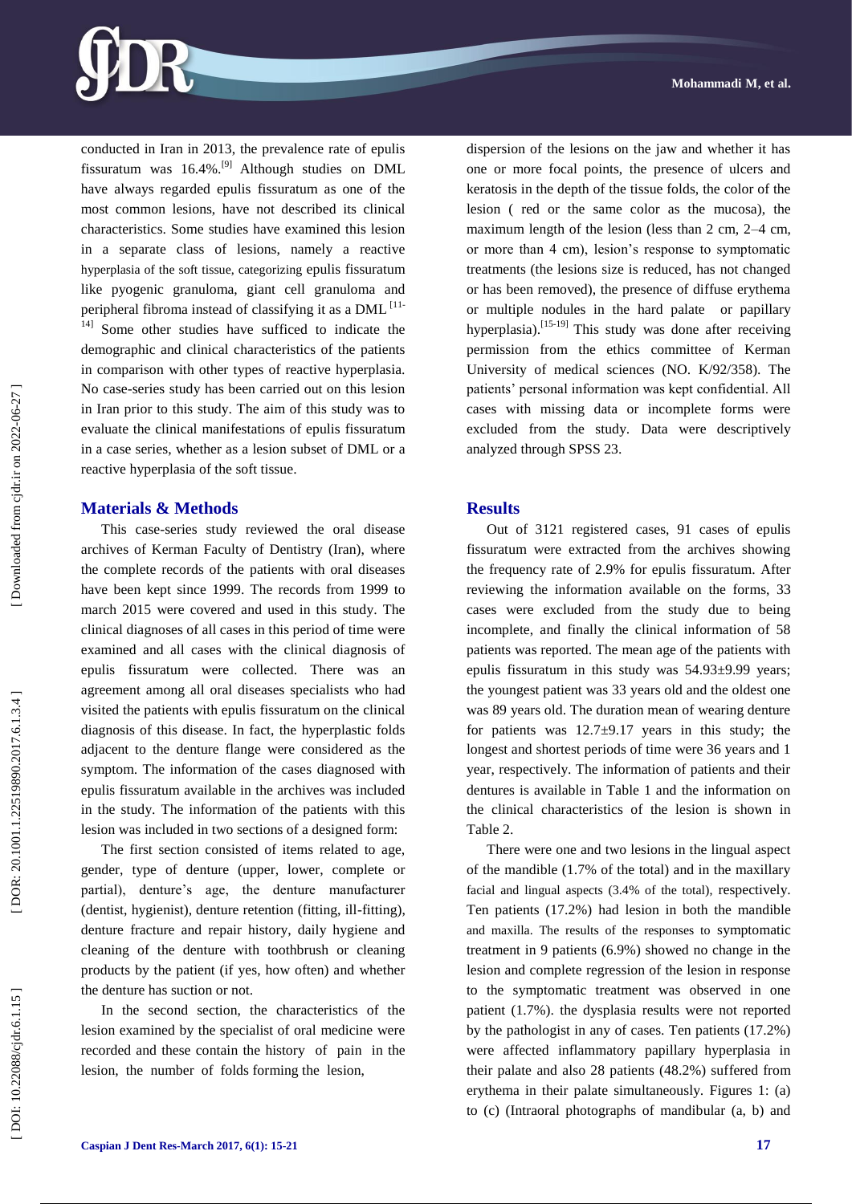conducted in Iran in 2013, the prevalence rate of epulis fissuratum was 16.4%.[9] Although studies on DML have always regarded epulis fissuratum as one of the most common lesions, have not described its clinical characteristics. Some studies have examined this lesion in a separate class of lesions, namely a reactive hyperplasia of the soft tissue, categorizing epulis fissuratum like pyogenic granuloma, giant cell granuloma and peripheral fibroma instead of classifying it as a DML [11-14] Some other studies have sufficed to indicate the demographic and clinical characteristics of the patients in comparison with other types of reactive hyperplasia. No case-series study has been carried out on this lesion in Iran prior to this study. The aim of this study was to evaluate the clinical manifestations of epulis fissuratum in a case series, whether as a lesion subset of DML or a reactive hyperplasia of the soft tissue.

## Materials & Methods

This case-series study reviewed the oral disease archives of Kerman Faculty of Dentistry (Iran), where the complete records of the patients with oral diseases have been kept since 1999. The records from 1999 to march 2015 were covered and used in this study. The clinical diagnoses of all cases in this period of time were examined and all cases with the clinical diagnosis of epulis fissuratum were collected. There was an agreement among all oral diseases specialists who had visited the patients with epulis fissuratum on the clinical diagnosis of this disease. In fact, the hyperplastic folds adjacent to the denture flange were considered as the symptom. The information of the cases diagnosed with epulis fissuratum available in the archives was included in the study. The information of the patients with this lesion was included in two sections of a designed form:

The first section consisted of items related to age, gender, type of denture (upper, lower, complete or partial), denture's age, the denture manufacturer (dentist, hygienist), denture retention (fitting, ill-fitting), denture fracture and repair history, daily hygiene and cleaning of the denture with toothbrush or cleaning products by the patient (if yes, how often) and whether the denture has suction or not.

In the second section, the characteristics of the lesion examined by the specialist of oral medicine were recorded and these contain the history of pain in the lesion, the number of folds forming the lesion, dispersion of the lesions on the jaw and whether it has one or more focal points, the presence of ulcers and keratosis in the depth of the tissue folds, the color of the lesion ( red or the same color as the mucosa), the maximum length of the lesion (less than 2 cm, 2–4 cm, or more than 4 cm), lesion's response to symptomatic treatments (the lesions size is reduced, has not changed or has been removed), the presence of diffuse erythema or multiple nodules in the hard palate or papillary hyperplasia).[15-19] This study was done after receiving permission from the ethics committee of Kerman University of medical sciences (NO. K/92/358). The patients' personal information was kept confidential. All cases with missing data or incomplete forms were excluded from the study. Data were descriptively analyzed through SPSS 23.

## Results

Out of 3121 registered cases, 91 cases of epulis fissuratum were extracted from the archives showing the frequency rate of 2.9% for epulis fissuratum. After reviewing the information available on the forms, 33 cases were excluded from the study due to being incomplete, and finally the clinical information of 58 patients was reported. The mean age of the patients with epulis fissuratum in this study was 54.93±9.99 years; the youngest patient was 33 years old and the oldest one was 89 years old. The duration mean of wearing denture for patients was 12.7±9.17 years in this study; the longest and shortest periods of time were 36 years and 1 year, respectively. The information of patients and their dentures is available in Table 1 and the information on the clinical characteristics of the lesion is shown in Table 2.

There were one and two lesions in the lingual aspect of the mandible (1.7% of the total) and in the maxillary facial and lingual aspects (3.4% of the total), respectively. Ten patients (17.2%) had lesion in both the mandible and maxilla. The results of the responses to symptomatic treatment in 9 patients (6.9%) showed no change in the lesion and complete regression of the lesion in response to the symptomatic treatment was observed in one patient (1.7%). the dysplasia results were not reported by the pathologist in any of cases. Ten patients (17.2%) were affected inflammatory papillary hyperplasia in their palate and also 28 patients (48.2%) suffered from erythema in their palate simultaneously. Figures 1: (a) to (c) (Intraoral photographs of mandibular (a, b) and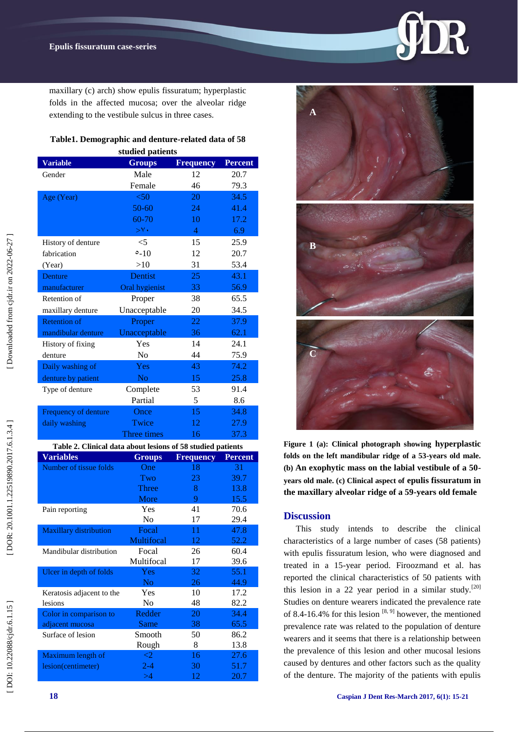maxillary (c) arch) show epulis fissuratum; hyperplastic folds in the affected mucosa; over the alveolar ridge extending to the vestibule sulcus in three cases.

**Table1. Demographic and denture-related data of 58 studied patients**

| Variable | Groups | Frequency | Percent |
|---|---|---|---|
| Gender | Male | 12 | 20.7 |
| | Female | 46 | 79.3 |
| Age (Year) | <50 | 20 | 34.5 |
| | 50-60 | 24 | 41.4 |
| | 60-70 | 10 | 17.2 |
| | >٧٠ | 4 | 6.9 |
| History of denture fabrication (Year) | <5 | 15 | 25.9 |
| | ٥-10 | 12 | 20.7 |
| | >10 | 31 | 53.4 |
| Denture manufacturer | Dentist | 25 | 43.1 |
| | Oral hygienist | 33 | 56.9 |
| Retention of maxillary denture | Proper | 38 | 65.5 |
| | Unacceptable | 20 | 34.5 |
| Retention of mandibular denture | Proper | 22 | 37.9 |
| | Unacceptable | 36 | 62.1 |
| History of fixing denture | Yes | 14 | 24.1 |
| | No | 44 | 75.9 |
| Daily washing of denture by patient | Yes | 43 | 74.2 |
| | No | 15 | 25.8 |
| Type of denture | Complete | 53 | 91.4 |
| | Partial | 5 | 8.6 |
| Frequency of denture daily washing | Once | 15 | 34.8 |
| | Twice | 12 | 27.9 |
| | Three times | 16 | 37.3 |

**Table 2. Clinical data about lesions of 58 studied patients**

| Variables | Groups | Frequency | Percent |
|---|---|---|---|
| Number of tissue folds | One | 18 | 31 |
| | Two | 23 | 39.7 |
| | Three | 8 | 13.8 |
| | More | 9 | 15.5 |
| Pain reporting | Yes | 41 | 70.6 |
| | No | 17 | 29.4 |
| Maxillary distribution | Focal | 11 | 47.8 |
| | Multifocal | 12 | 52.2 |
| Mandibular distribution | Focal | 26 | 60.4 |
| | Multifocal | 17 | 39.6 |
| Ulcer in depth of folds | Yes | 32 | 55.1 |
| | No | 26 | 44.9 |
| Keratosis adjacent to the lesions | Yes | 10 | 17.2 |
| | No | 48 | 82.2 |
| Color in comparison to adjacent mucosa | Redder | 20 | 34.4 |
| | Same | 38 | 65.5 |
| Surface of lesion | Smooth | 50 | 86.2 |
| | Rough | 8 | 13.8 |
| Maximum length of lesion(centimeter) | <2 | 16 | 27.6 |
| | 2-4 | 30 | 51.7 |
| | >4 | 12 | 20.7 |

**Figure 1 (a): Clinical photograph showing hyperplastic folds on the left mandibular ridge of a 53-years old male. (b) An exophytic mass on the labial vestibule of a 50-years old male. (c) Clinical aspect of epulis fissuratum in the maxillary alveolar ridge of a 59-years old female**

## Discussion

This study intends to describe the clinical characteristics of a large number of cases (58 patients) with epulis fissuratum lesion, who were diagnosed and treated in a 15-year period. Firoozmand et al. has reported the clinical characteristics of 50 patients with this lesion in a 22 year period in a similar study.[20] Studies on denture wearers indicated the prevalence rate of 8.4-16.4% for this lesion [8, 9] however, the mentioned prevalence rate was related to the population of denture wearers and it seems that there is a relationship between the prevalence of this lesion and other mucosal lesions caused by dentures and other factors such as the quality of the denture. The majority of the patients with epulis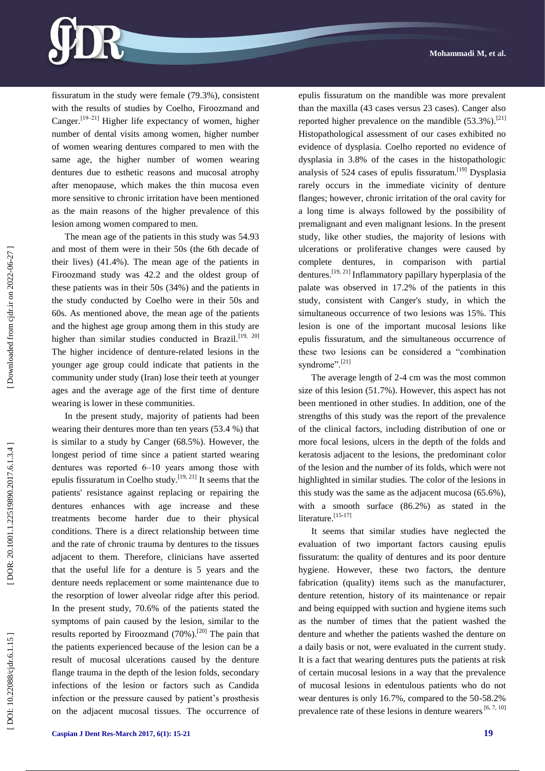fissuratum in the study were female (79.3%), consistent with the results of studies by Coelho, Firoozmand and Canger.[19–21] Higher life expectancy of women, higher number of dental visits among women, higher number of women wearing dentures compared to men with the same age, the higher number of women wearing dentures due to esthetic reasons and mucosal atrophy after menopause, which makes the thin mucosa even more sensitive to chronic irritation have been mentioned as the main reasons of the higher prevalence of this lesion among women compared to men.

The mean age of the patients in this study was 54.93 and most of them were in their 50s (the 6th decade of their lives) (41.4%). The mean age of the patients in Firoozmand study was 42.2 and the oldest group of these patients was in their 50s (34%) and the patients in the study conducted by Coelho were in their 50s and 60s. As mentioned above, the mean age of the patients and the highest age group among them in this study are higher than similar studies conducted in Brazil.[19, 20] The higher incidence of denture-related lesions in the younger age group could indicate that patients in the community under study (Iran) lose their teeth at younger ages and the average age of the first time of denture wearing is lower in these communities.

In the present study, majority of patients had been wearing their dentures more than ten years (53.4 %) that is similar to a study by Canger (68.5%). However, the longest period of time since a patient started wearing dentures was reported 6–10 years among those with epulis fissuratum in Coelho study.[19, 21] It seems that the patients' resistance against replacing or repairing the dentures enhances with age increase and these treatments become harder due to their physical conditions. There is a direct relationship between time and the rate of chronic trauma by dentures to the tissues adjacent to them. Therefore, clinicians have asserted that the useful life for a denture is 5 years and the denture needs replacement or some maintenance due to the resorption of lower alveolar ridge after this period. In the present study, 70.6% of the patients stated the symptoms of pain caused by the lesion, similar to the results reported by Firoozmand (70%).[20] The pain that the patients experienced because of the lesion can be a result of mucosal ulcerations caused by the denture flange trauma in the depth of the lesion folds, secondary infections of the lesion or factors such as Candida infection or the pressure caused by patient's prosthesis on the adjacent mucosal tissues. The occurrence of epulis fissuratum on the mandible was more prevalent than the maxilla (43 cases versus 23 cases). Canger also reported higher prevalence on the mandible (53.3%).[21] Histopathological assessment of our cases exhibited no evidence of dysplasia. Coelho reported no evidence of dysplasia in 3.8% of the cases in the histopathologic analysis of 524 cases of epulis fissuratum.[19] Dysplasia rarely occurs in the immediate vicinity of denture flanges; however, chronic irritation of the oral cavity for a long time is always followed by the possibility of premalignant and even malignant lesions. In the present study, like other studies, the majority of lesions with ulcerations or proliferative changes were caused by complete dentures, in comparison with partial dentures.[19, 21] Inflammatory papillary hyperplasia of the palate was observed in 17.2% of the patients in this study, consistent with Canger's study, in which the simultaneous occurrence of two lesions was 15%. This lesion is one of the important mucosal lesions like epulis fissuratum, and the simultaneous occurrence of these two lesions can be considered a "combination syndrome".[21]

The average length of 2-4 cm was the most common size of this lesion (51.7%). However, this aspect has not been mentioned in other studies. In addition, one of the strengths of this study was the report of the prevalence of the clinical factors, including distribution of one or more focal lesions, ulcers in the depth of the folds and keratosis adjacent to the lesions, the predominant color of the lesion and the number of its folds, which were not highlighted in similar studies. The color of the lesions in this study was the same as the adjacent mucosa (65.6%), with a smooth surface (86.2%) as stated in the literature.[15-17]

It seems that similar studies have neglected the evaluation of two important factors causing epulis fissuratum: the quality of dentures and its poor denture hygiene. However, these two factors, the denture fabrication (quality) items such as the manufacturer, denture retention, history of its maintenance or repair and being equipped with suction and hygiene items such as the number of times that the patient washed the denture and whether the patients washed the denture on a daily basis or not, were evaluated in the current study. It is a fact that wearing dentures puts the patients at risk of certain mucosal lesions in a way that the prevalence of mucosal lesions in edentulous patients who do not wear dentures is only 16.7%, compared to the 50-58.2% prevalence rate of these lesions in denture wearers [6, 7, 10]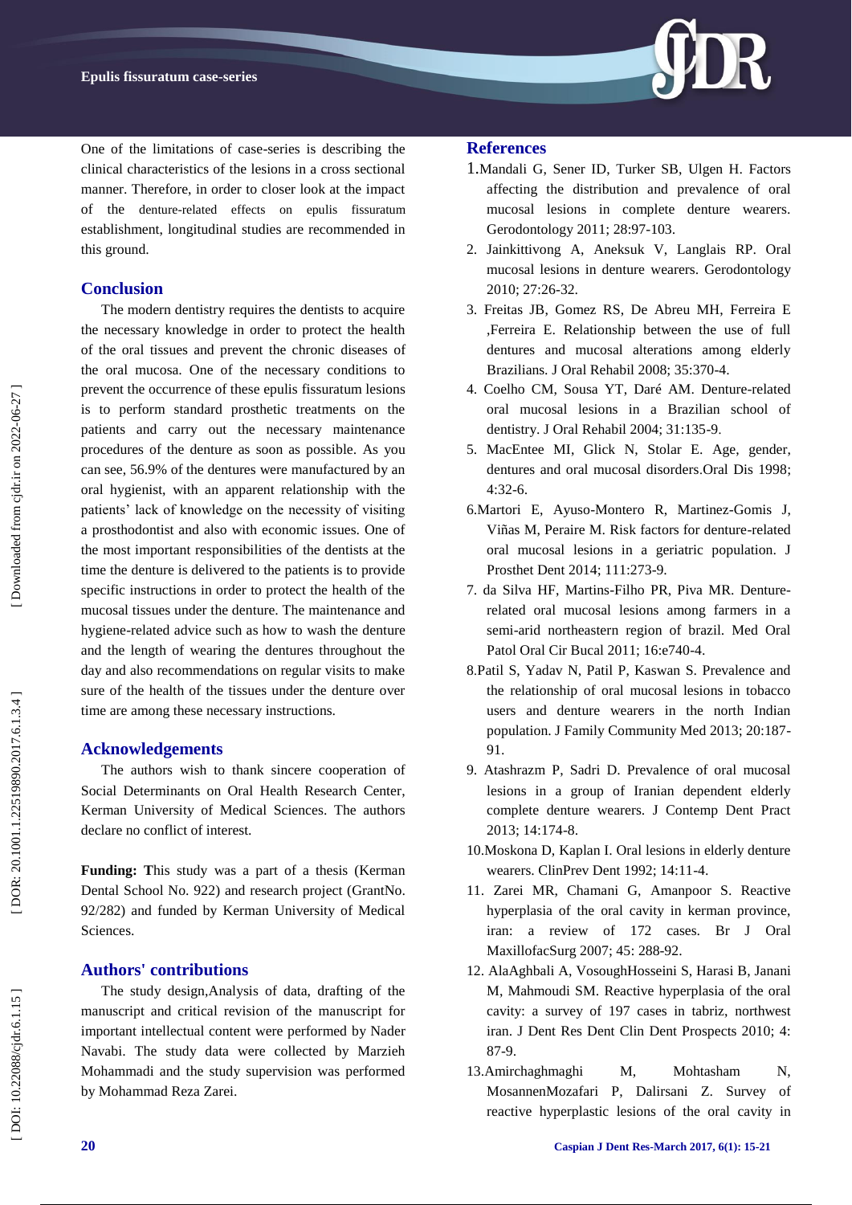One of the limitations of case-series is describing the clinical characteristics of the lesions in a cross sectional manner. Therefore, in order to closer look at the impact of the denture-related effects on epulis fissuratum establishment, longitudinal studies are recommended in this ground.

## Conclusion

The modern dentistry requires the dentists to acquire the necessary knowledge in order to protect the health of the oral tissues and prevent the chronic diseases of the oral mucosa. One of the necessary conditions to prevent the occurrence of these epulis fissuratum lesions is to perform standard prosthetic treatments on the patients and carry out the necessary maintenance procedures of the denture as soon as possible. As you can see, 56.9% of the dentures were manufactured by an oral hygienist, with an apparent relationship with the patients' lack of knowledge on the necessity of visiting a prosthodontist and also with economic issues. One of the most important responsibilities of the dentists at the time the denture is delivered to the patients is to provide specific instructions in order to protect the health of the mucosal tissues under the denture. The maintenance and hygiene-related advice such as how to wash the denture and the length of wearing the dentures throughout the day and also recommendations on regular visits to make sure of the health of the tissues under the denture over time are among these necessary instructions.

## Acknowledgements

The authors wish to thank sincere cooperation of Social Determinants on Oral Health Research Center, Kerman University of Medical Sciences. The authors declare no conflict of interest.

**Funding: T**his study was a part of a thesis (Kerman Dental School No. 922) and research project (GrantNo. 92/282) and funded by Kerman University of Medical Sciences.

## Authors' contributions

The study design,Analysis of data, drafting of the manuscript and critical revision of the manuscript for important intellectual content were performed by Nader Navabi. The study data were collected by Marzieh Mohammadi and the study supervision was performed by Mohammad Reza Zarei.

## References

1. Mandali G, Sener ID, Turker SB, Ulgen H. Factors affecting the distribution and prevalence of oral mucosal lesions in complete denture wearers. Gerodontology 2011; 28:97-103.
2. Jainkittivong A, Aneksuk V, Langlais RP. Oral mucosal lesions in denture wearers. Gerodontology 2010; 27:26-32.
3. Freitas JB, Gomez RS, De Abreu MH, Ferreira E ,Ferreira E. Relationship between the use of full dentures and mucosal alterations among elderly Brazilians. J Oral Rehabil 2008; 35:370-4.
4. Coelho CM, Sousa YT, Daré AM. Denture-related oral mucosal lesions in a Brazilian school of dentistry. J Oral Rehabil 2004; 31:135-9.
5. MacEntee MI, Glick N, Stolar E. Age, gender, dentures and oral mucosal disorders.Oral Dis 1998; 4:32-6.
6. Martori E, Ayuso-Montero R, Martinez-Gomis J, Viñas M, Peraire M. Risk factors for denture-related oral mucosal lesions in a geriatric population. J Prosthet Dent 2014; 111:273-9.
7. da Silva HF, Martins-Filho PR, Piva MR. Denture-related oral mucosal lesions among farmers in a semi-arid northeastern region of brazil. Med Oral Patol Oral Cir Bucal 2011; 16:e740-4.
8. Patil S, Yadav N, Patil P, Kaswan S. Prevalence and the relationship of oral mucosal lesions in tobacco users and denture wearers in the north Indian population. J Family Community Med 2013; 20:187-91.
9. Atashrazm P, Sadri D. Prevalence of oral mucosal lesions in a group of Iranian dependent elderly complete denture wearers. J Contemp Dent Pract 2013; 14:174-8.
10. Moskona D, Kaplan I. Oral lesions in elderly denture wearers. ClinPrev Dent 1992; 14:11-4.
11. Zarei MR, Chamani G, Amanpoor S. Reactive hyperplasia of the oral cavity in kerman province, iran: a review of 172 cases. Br J Oral MaxillofacSurg 2007; 45: 288-92.
12. AlaAghbali A, VosoughHosseini S, Harasi B, Janani M, Mahmoudi SM. Reactive hyperplasia of the oral cavity: a survey of 197 cases in tabriz, northwest iran. J Dent Res Dent Clin Dent Prospects 2010; 4: 87-9.
13. Amirchaghmaghi M, Mohtasham N, MosannenMozafari P, Dalirsani Z. Survey of reactive hyperplastic lesions of the oral cavity in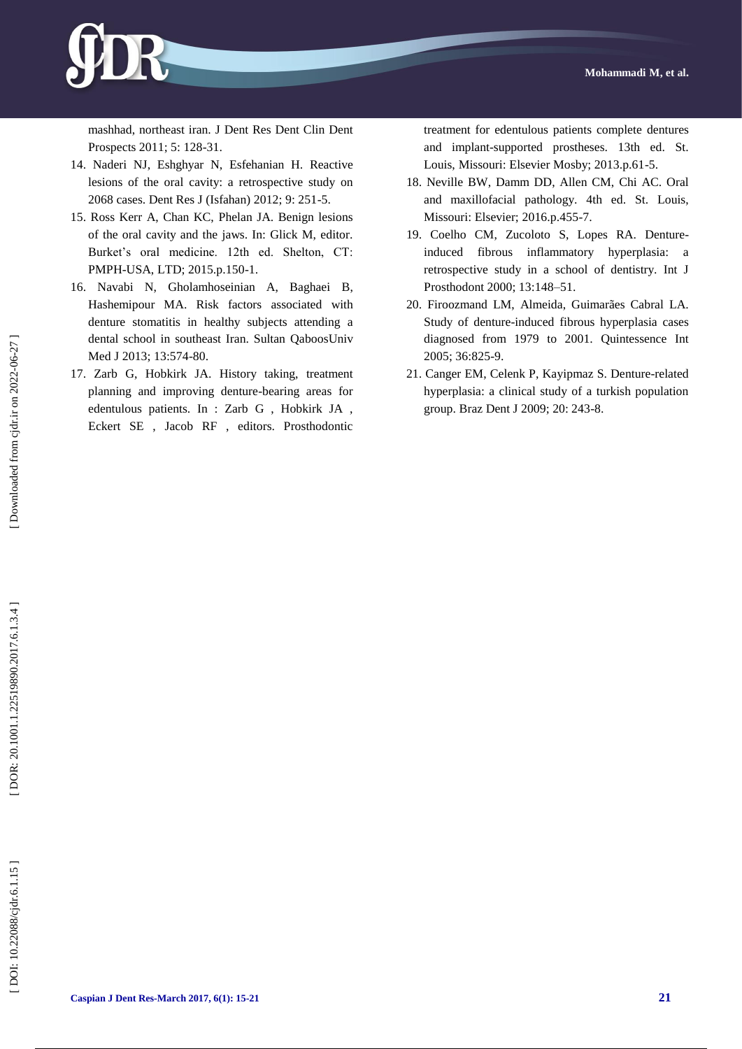mashhad, northeast iran. J Dent Res Dent Clin Dent Prospects 2011; 5: 128-31.

14. Naderi NJ, Eshghyar N, Esfehanian H. Reactive lesions of the oral cavity: a retrospective study on 2068 cases. Dent Res J (Isfahan) 2012; 9: 251-5.
15. Ross Kerr A, Chan KC, Phelan JA. Benign lesions of the oral cavity and the jaws. In: Glick M, editor. Burket's oral medicine. 12th ed. Shelton, CT: PMPH-USA, LTD; 2015.p.150-1.
16. Navabi N, Gholamhoseinian A, Baghaei B, Hashemipour MA. Risk factors associated with denture stomatitis in healthy subjects attending a dental school in southeast Iran. Sultan QaboosUniv Med J 2013; 13:574-80.
17. Zarb G, Hobkirk JA. History taking, treatment planning and improving denture-bearing areas for edentulous patients. In : Zarb G , Hobkirk JA , Eckert SE , Jacob RF , editors. Prosthodontic treatment for edentulous patients complete dentures and implant-supported prostheses. 13th ed. St. Louis, Missouri: Elsevier Mosby; 2013.p.61-5.
18. Neville BW, Damm DD, Allen CM, Chi AC. Oral and maxillofacial pathology. 4th ed. St. Louis, Missouri: Elsevier; 2016.p.455-7.
19. Coelho CM, Zucoloto S, Lopes RA. Denture-induced fibrous inflammatory hyperplasia: a retrospective study in a school of dentistry. Int J Prosthodont 2000; 13:148–51.
20. Firoozmand LM, Almeida, Guimarães Cabral LA. Study of denture-induced fibrous hyperplasia cases diagnosed from 1979 to 2001. Quintessence Int 2005; 36:825-9.
21. Canger EM, Celenk P, Kayipmaz S. Denture-related hyperplasia: a clinical study of a turkish population group. Braz Dent J 2009; 20: 243-8.